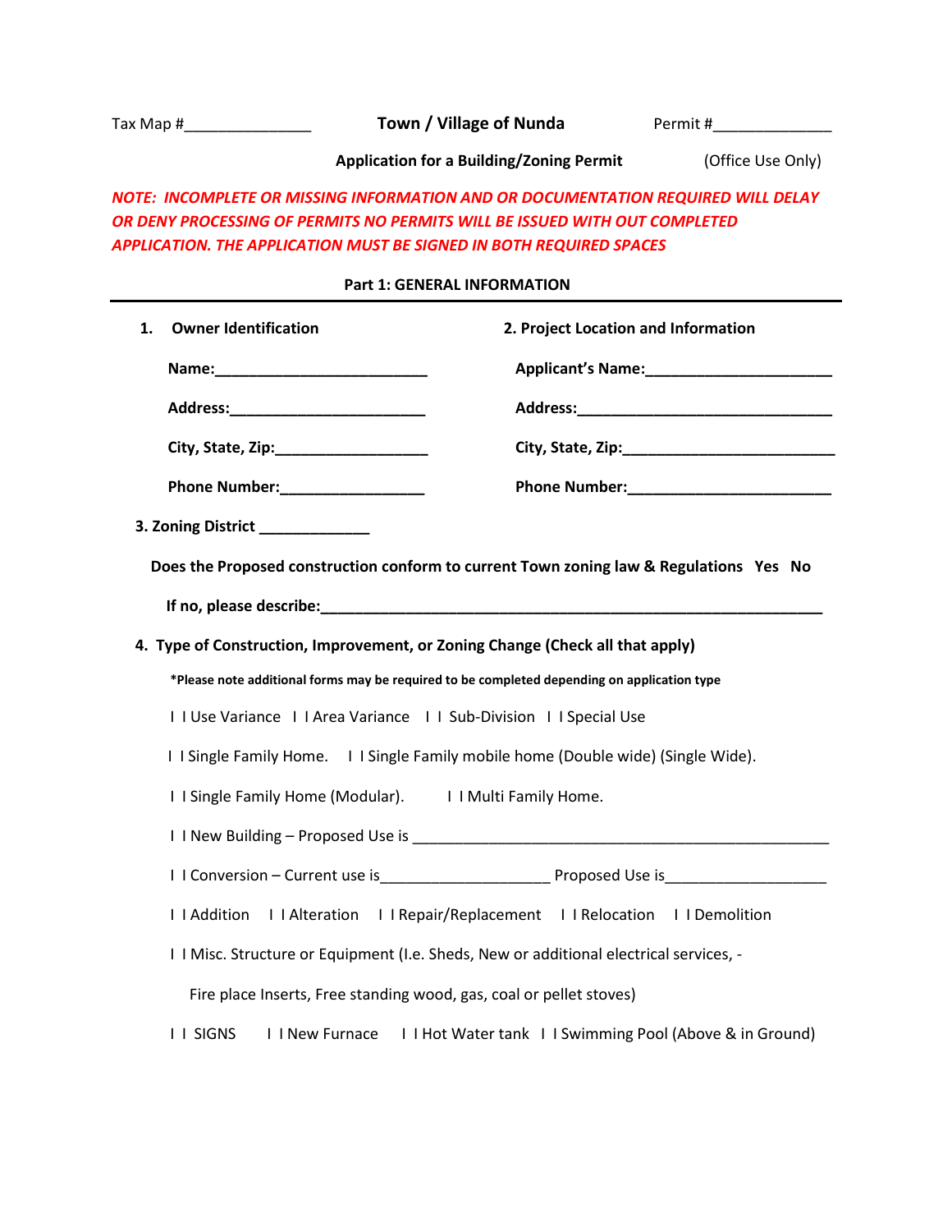Tax Map #_______________ **Town / Village of Nunda** Permit #______________

**Application for a Building/Zoning Permit** (Office Use Only)

***NOTE: INCOMPLETE OR MISSING INFORMATION AND OR DOCUMENTATION REQUIRED WILL DELAY OR DENY PROCESSING OF PERMITS NO PERMITS WILL BE ISSUED WITH OUT COMPLETED APPLICATION. THE APPLICATION MUST BE SIGNED IN BOTH REQUIRED SPACES***

## Part 1: GENERAL INFORMATION

**1. Owner Identification**

**Name:**_________________________

**Address:**_______________________

**City, State, Zip:**__________________

**Phone Number:**_________________

**2. Project Location and Information**

**Applicant's Name:**_____________________

**Address:**______________________________

**City, State, Zip:**________________________

**Phone Number:**________________________

**3. Zoning District** _____________

**Does the Proposed construction conform to current Town zoning law & Regulations Yes No**

**If no, please describe:**______________________________________________________________

**4. Type of Construction, Improvement, or Zoning Change (Check all that apply)**

***Please note additional forms may be required to be completed depending on application type**

I I Use Variance I I Area Variance I I Sub-Division I I Special Use

I I Single Family Home. I I Single Family mobile home (Double wide) (Single Wide).

I I Single Family Home (Modular). I I Multi Family Home.

I I New Building – Proposed Use is ___________________________________________________

I I Conversion – Current use is____________________ Proposed Use is___________________

I I Addition I I Alteration I I Repair/Replacement I I Relocation I I Demolition

I I Misc. Structure or Equipment (I.e. Sheds, New or additional electrical services, - Fire place Inserts, Free standing wood, gas, coal or pellet stoves)

I I SIGNS I I New Furnace I I Hot Water tank I I Swimming Pool (Above & in Ground)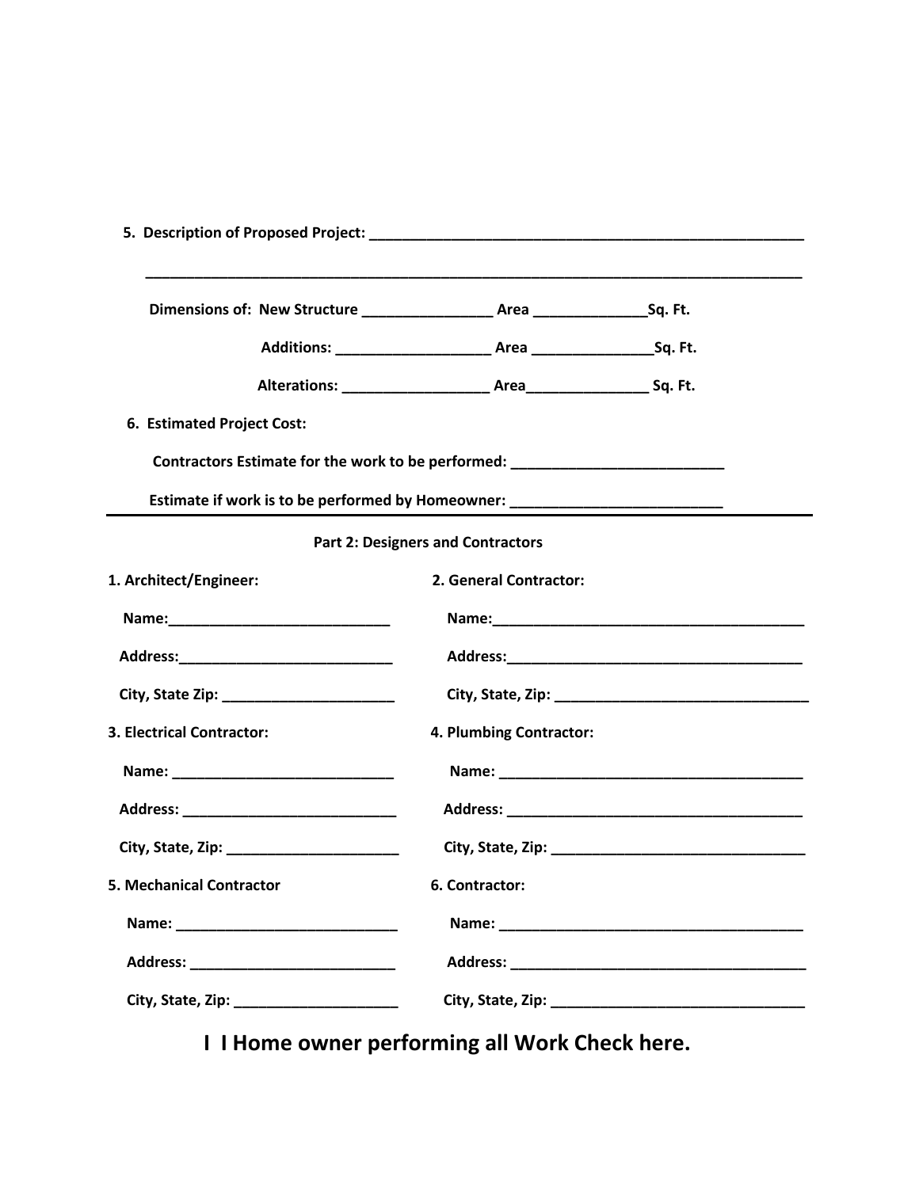**5. Description of Proposed Project: ______________________________________________________**

**_____________________________________________________________________________________**

**Dimensions of: New Structure ________________ Area ______________Sq. Ft.**

**Additions: ___________________ Area _______________Sq. Ft.**

**Alterations: __________________ Area_______________ Sq. Ft.**

**6. Estimated Project Cost:**

**Contractors Estimate for the work to be performed: ___________________________**

**Estimate if work is to be performed by Homeowner: __________________________**

---

**Part 2: Designers and Contractors**

**1. Architect/Engineer:**

**Name:____________________________**

**Address:___________________________**

**City, State Zip: ______________________**

**2. General Contractor:**

**Name:________________________________________**

**Address:______________________________________**

**City, State, Zip: ________________________________**

**3. Electrical Contractor:**

**Name: ____________________________**

**Address: ___________________________**

**City, State, Zip: ______________________**

**4. Plumbing Contractor:**

**Name: _______________________________________**

**Address: _____________________________________**

**City, State, Zip: ________________________________**

**5. Mechanical Contractor**

**Name: ___________________________**

**Address: __________________________**

**City, State, Zip: _____________________**

**6. Contractor:**

**Name: _______________________________________**

**Address: _____________________________________**

**City, State, Zip: ________________________________**

## I I Home owner performing all Work Check here.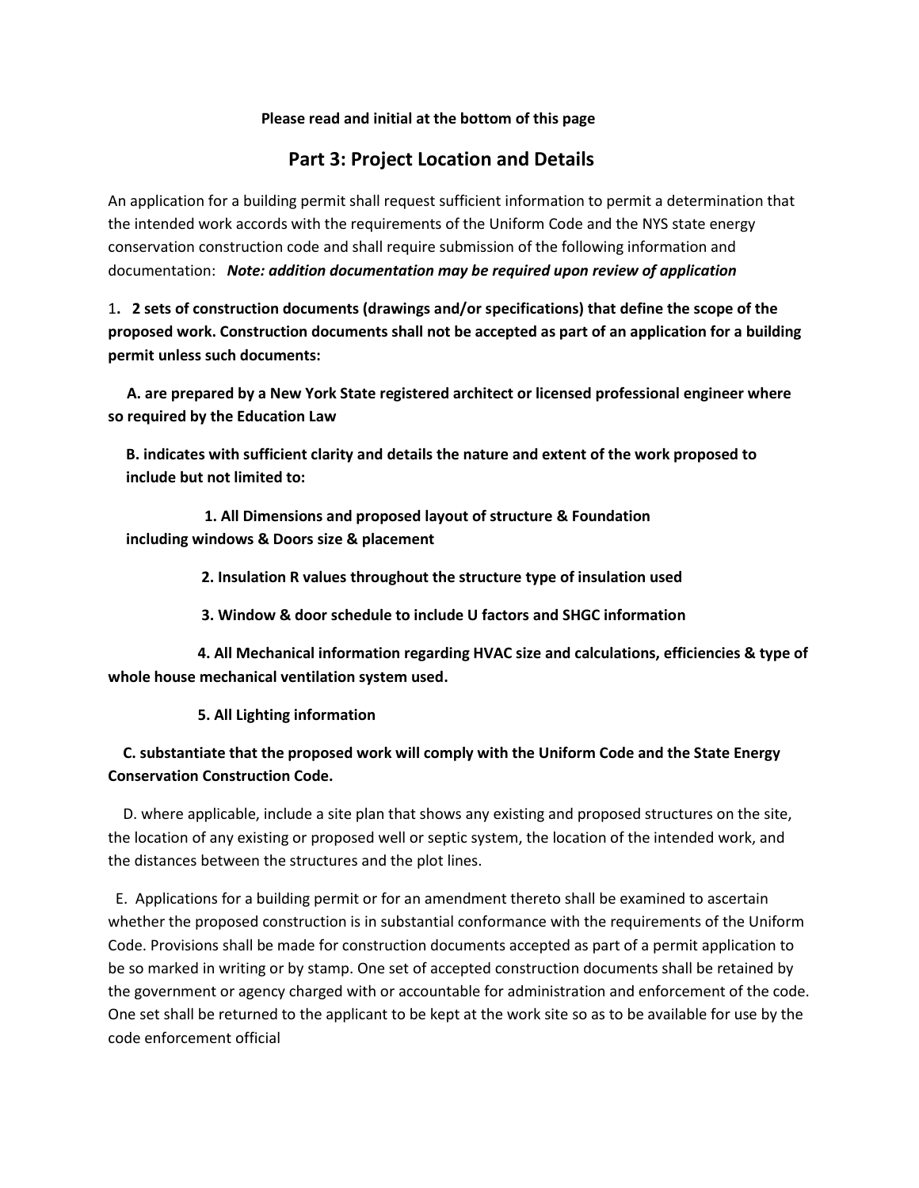**Please read and initial at the bottom of this page**

## Part 3: Project Location and Details

An application for a building permit shall request sufficient information to permit a determination that the intended work accords with the requirements of the Uniform Code and the NYS state energy conservation construction code and shall require submission of the following information and documentation: ***Note: addition documentation may be required upon review of application***

1**. 2 sets of construction documents (drawings and/or specifications) that define the scope of the proposed work. Construction documents shall not be accepted as part of an application for a building permit unless such documents:**

**A. are prepared by a New York State registered architect or licensed professional engineer where so required by the Education Law**

**B. indicates with sufficient clarity and details the nature and extent of the work proposed to include but not limited to:**

**1. All Dimensions and proposed layout of structure & Foundation including windows & Doors size & placement**

**2. Insulation R values throughout the structure type of insulation used**

**3. Window & door schedule to include U factors and SHGC information**

**4. All Mechanical information regarding HVAC size and calculations, efficiencies & type of whole house mechanical ventilation system used.**

**5. All Lighting information**

**C. substantiate that the proposed work will comply with the Uniform Code and the State Energy Conservation Construction Code.**

D. where applicable, include a site plan that shows any existing and proposed structures on the site, the location of any existing or proposed well or septic system, the location of the intended work, and the distances between the structures and the plot lines.

E. Applications for a building permit or for an amendment thereto shall be examined to ascertain whether the proposed construction is in substantial conformance with the requirements of the Uniform Code. Provisions shall be made for construction documents accepted as part of a permit application to be so marked in writing or by stamp. One set of accepted construction documents shall be retained by the government or agency charged with or accountable for administration and enforcement of the code. One set shall be returned to the applicant to be kept at the work site so as to be available for use by the code enforcement official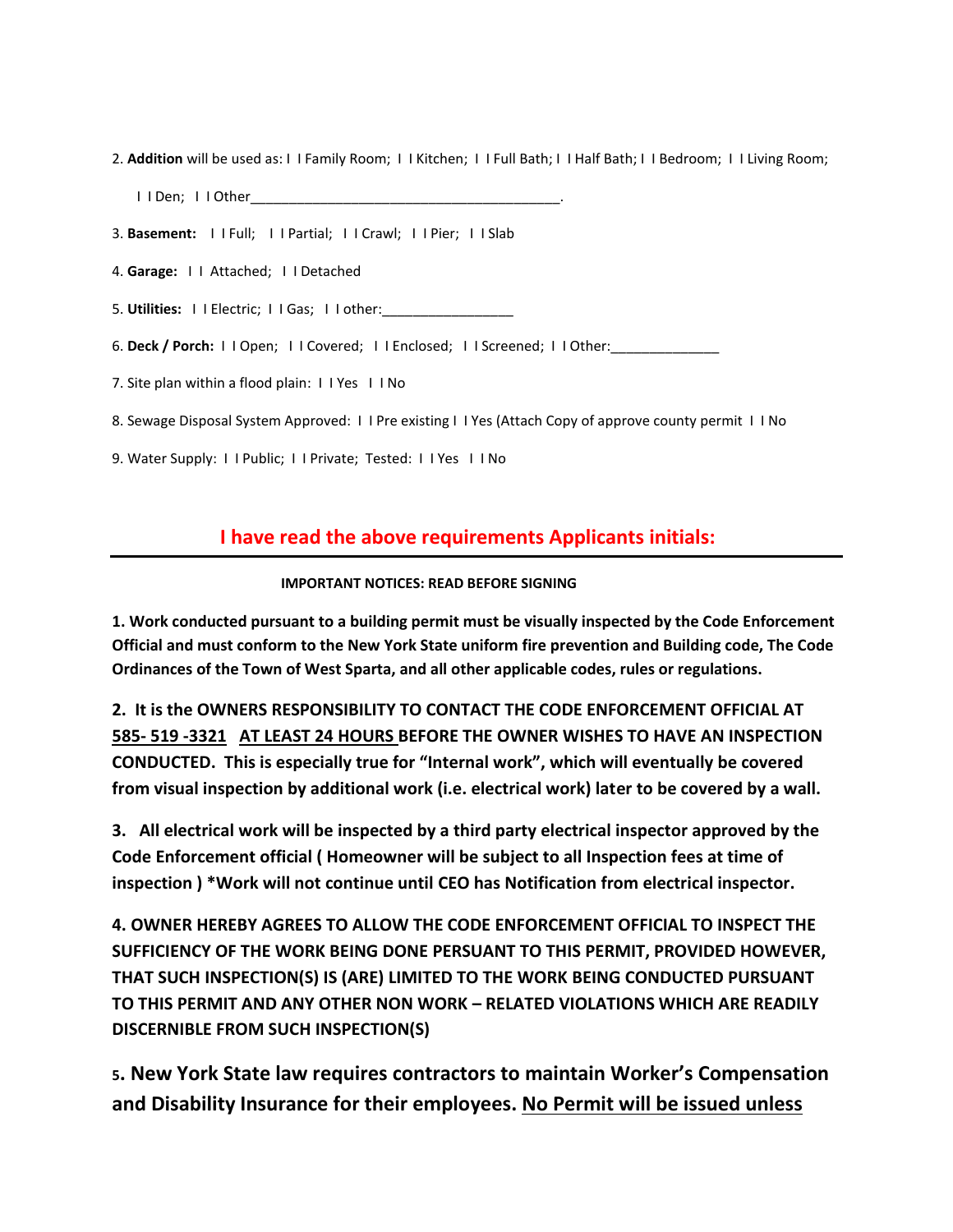2. **Addition** will be used as: I I Family Room; I I Kitchen; I I Full Bath; I I Half Bath; I I Bedroom; I I Living Room;

I I Den; I I Other_________________________________________.

3. **Basement:** I I Full; I I Partial; I I Crawl; I I Pier; I I Slab

4. **Garage:** I I Attached; I I Detached

5. **Utilities:** I I Electric; I I Gas; I I other:_________________

6. **Deck / Porch:** I I Open; I I Covered; I I Enclosed; I I Screened; I I Other:______________

7. Site plan within a flood plain: I I Yes I I No

8. Sewage Disposal System Approved: I I Pre existing I I Yes (Attach Copy of approve county permit I I No

9. Water Supply: I I Public; I I Private; Tested: I I Yes I I No

## I have read the above requirements Applicants initials:

---

**IMPORTANT NOTICES: READ BEFORE SIGNING**

**1. Work conducted pursuant to a building permit must be visually inspected by the Code Enforcement Official and must conform to the New York State uniform fire prevention and Building code, The Code Ordinances of the Town of West Sparta, and all other applicable codes, rules or regulations.**

**2. It is the OWNERS RESPONSIBILITY TO CONTACT THE CODE ENFORCEMENT OFFICIAL AT <u>585- 519 -3321</u> <u>AT LEAST 24 HOURS</u> BEFORE THE OWNER WISHES TO HAVE AN INSPECTION CONDUCTED. This is especially true for "Internal work", which will eventually be covered from visual inspection by additional work (i.e. electrical work) later to be covered by a wall.**

**3. All electrical work will be inspected by a third party electrical inspector approved by the Code Enforcement official ( Homeowner will be subject to all Inspection fees at time of inspection ) *Work will not continue until CEO has Notification from electrical inspector.**

**4. OWNER HEREBY AGREES TO ALLOW THE CODE ENFORCEMENT OFFICIAL TO INSPECT THE SUFFICIENCY OF THE WORK BEING DONE PERSUANT TO THIS PERMIT, PROVIDED HOWEVER, THAT SUCH INSPECTION(S) IS (ARE) LIMITED TO THE WORK BEING CONDUCTED PURSUANT TO THIS PERMIT AND ANY OTHER NON WORK – RELATED VIOLATIONS WHICH ARE READILY DISCERNIBLE FROM SUCH INSPECTION(S)**

**5. New York State law requires contractors to maintain Worker's Compensation and Disability Insurance for their employees. <u>No Permit will be issued unless</u>**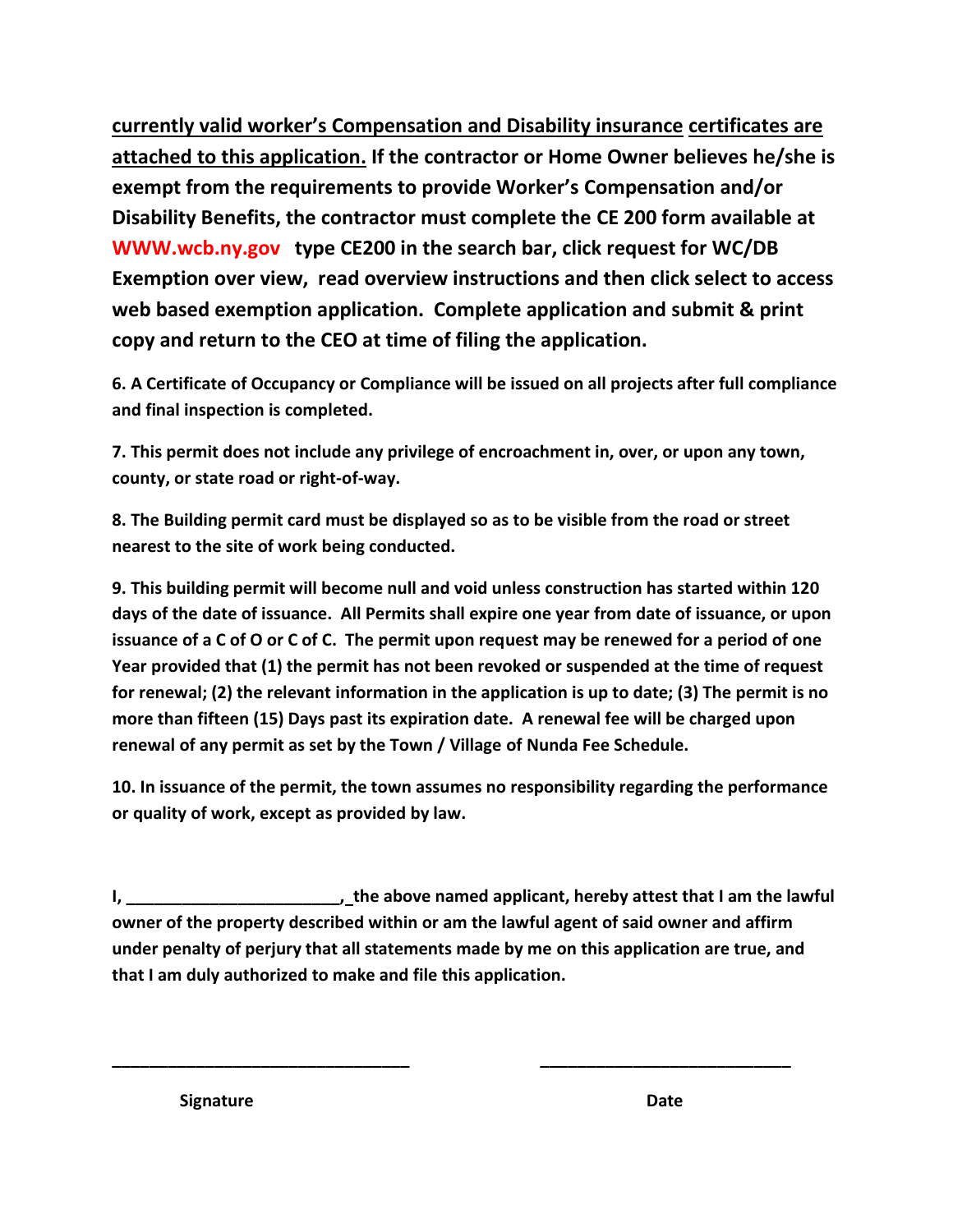**currently valid worker's Compensation and Disability insurance certificates are attached to this application. If the contractor or Home Owner believes he/she is exempt from the requirements to provide Worker's Compensation and/or Disability Benefits, the contractor must complete the CE 200 form available at WWW.wcb.ny.gov type CE200 in the search bar, click request for WC/DB Exemption over view, read overview instructions and then click select to access web based exemption application. Complete application and submit & print copy and return to the CEO at time of filing the application.**

**6. A Certificate of Occupancy or Compliance will be issued on all projects after full compliance and final inspection is completed.**

**7. This permit does not include any privilege of encroachment in, over, or upon any town, county, or state road or right-of-way.**

**8. The Building permit card must be displayed so as to be visible from the road or street nearest to the site of work being conducted.**

**9. This building permit will become null and void unless construction has started within 120 days of the date of issuance. All Permits shall expire one year from date of issuance, or upon issuance of a C of O or C of C. The permit upon request may be renewed for a period of one Year provided that (1) the permit has not been revoked or suspended at the time of request for renewal; (2) the relevant information in the application is up to date; (3) The permit is no more than fifteen (15) Days past its expiration date. A renewal fee will be charged upon renewal of any permit as set by the Town / Village of Nunda Fee Schedule.**

**10. In issuance of the permit, the town assumes no responsibility regarding the performance or quality of work, except as provided by law.**

**I, _______________________, the above named applicant, hereby attest that I am the lawful owner of the property described within or am the lawful agent of said owner and affirm under penalty of perjury that all statements made by me on this application are true, and that I am duly authorized to make and file this application.**

________________________________ ____________________________

**Signature** **Date**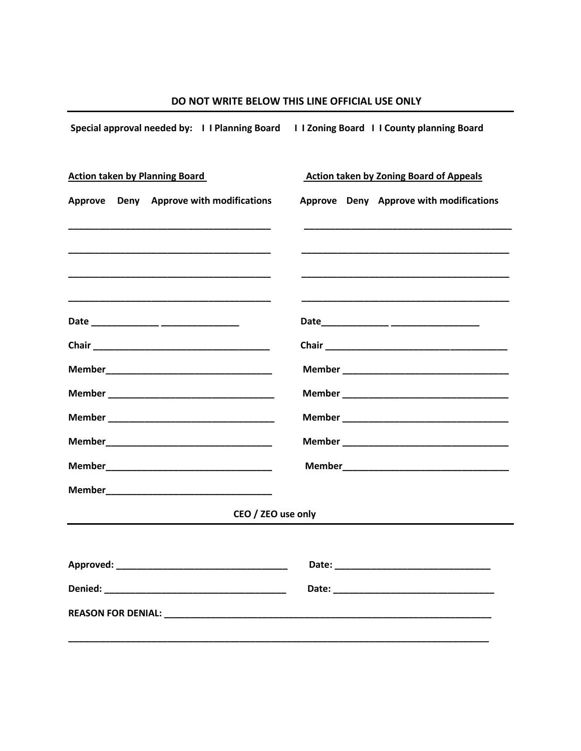**DO NOT WRITE BELOW THIS LINE OFFICIAL USE ONLY**

---

**Special approval needed by: I I Planning Board I I Zoning Board I I County planning Board**

**Action taken by Planning Board**

**Approve Deny Approve with modifications**

_______________________________________

_______________________________________

_______________________________________

_______________________________________

**Date** _____________ _______________

**Chair** __________________________________

**Member**________________________________

**Member** ________________________________

**Member** ________________________________

**Member**________________________________

**Member**________________________________

**Member**________________________________

**Action taken by Zoning Board of Appeals**

**Approve Deny Approve with modifications**

________________________________________

________________________________________

________________________________________

________________________________________

**Date**_____________ _________________

**Chair** ___________________________________

**Member** ________________________________

**Member** ________________________________

**Member** ________________________________

**Member** ________________________________

**Member**________________________________

**CEO / ZEO use only**

---

**Approved:** _________________________________ **Date:** ______________________________

**Denied:** __________________________________ **Date:** _______________________________

**REASON FOR DENIAL:** ______________________________________________________________

_________________________________________________________________________________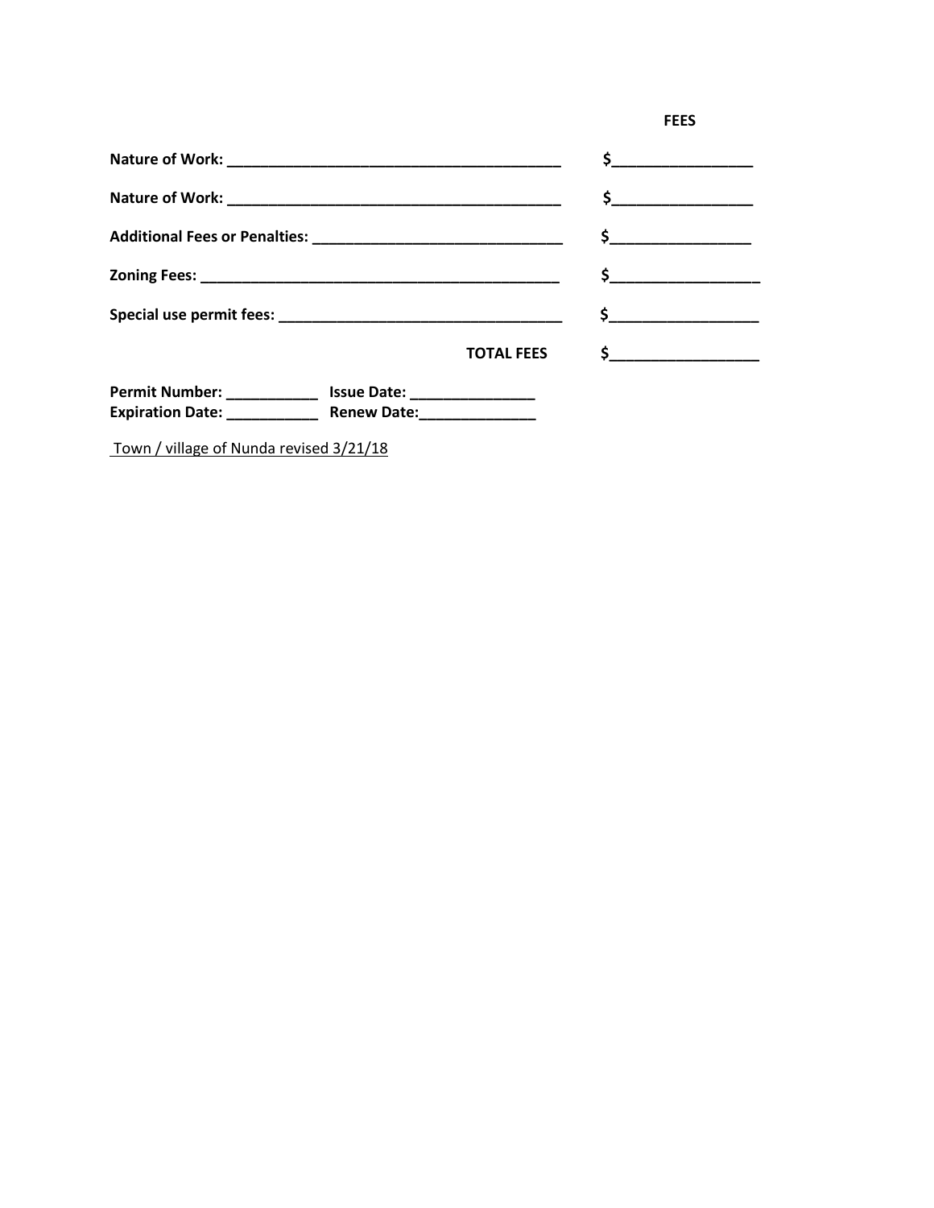| | FEES |
|---|---|
| **Nature of Work:** ________________________________________ | **$**________________ |
| **Nature of Work:** ________________________________________ | **$**________________ |
| **Additional Fees or Penalties:** ______________________________ | **$**________________ |
| **Zoning Fees:** ___________________________________________ | **$**_________________ |
| **Special use permit fees:** _________________________________ | **$**_________________ |
| **TOTAL FEES** | **$**_________________ |

**Permit Number:** ___________ **Issue Date:** _______________
**Expiration Date:** ___________ **Renew Date:**______________

Town / village of Nunda revised 3/21/18